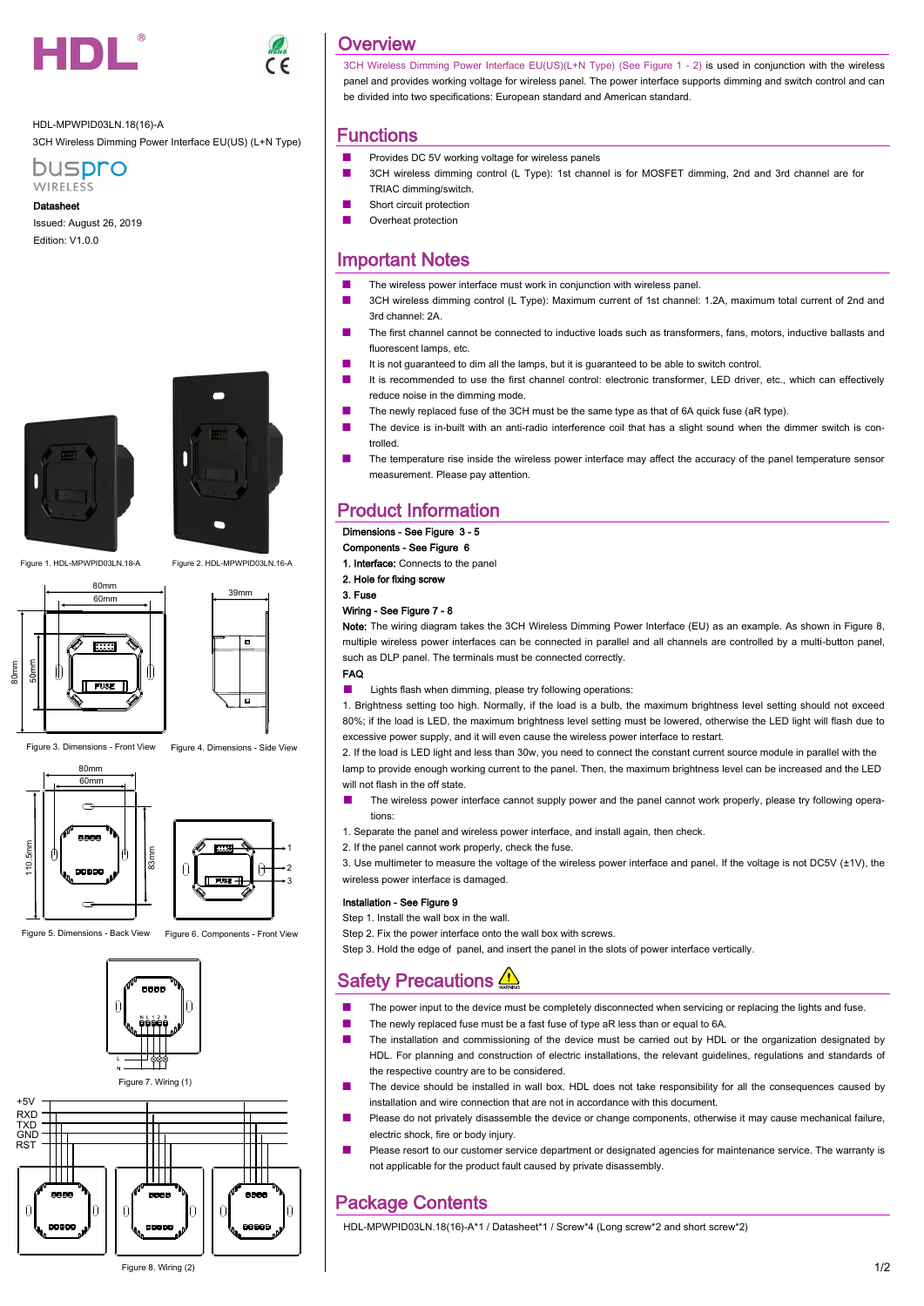HDL-MPWPID03LN.18(16)-A

3CH Wireless Dimming Power Interface EU(US) (L+N Type)

**Datasheet**

Issued: August 26, 2019

Edition: V1.0.0

Figure 1. HDL-MPWPID03LN.18-A

Figure 2. HDL-MPWPID03LN.16-A

Figure 3. Dimensions - Front View

Figure 4. Dimensions - Side View

Figure 5. Dimensions - Back View

Figure 6. Components - Front View

Figure 7. Wiring (1)

Figure 8. Wiring (2)

## Overview

3CH Wireless Dimming Power Interface EU(US)(L+N Type) (See Figure 1 - 2) is used in conjunction with the wireless panel and provides working voltage for wireless panel. The power interface supports dimming and switch control and can be divided into two specifications: European standard and American standard.

## Functions

- Provides DC 5V working voltage for wireless panels
- 3CH wireless dimming control (L Type): 1st channel is for MOSFET dimming, 2nd and 3rd channel are for TRIAC dimming/switch.
- Short circuit protection
- Overheat protection

## Important Notes

- The wireless power interface must work in conjunction with wireless panel.
- 3CH wireless dimming control (L Type): Maximum current of 1st channel: 1.2A, maximum total current of 2nd and 3rd channel: 2A.
- The first channel cannot be connected to inductive loads such as transformers, fans, motors, inductive ballasts and fluorescent lamps, etc.
- It is not guaranteed to dim all the lamps, but it is guaranteed to be able to switch control.
- It is recommended to use the first channel control: electronic transformer, LED driver, etc., which can effectively reduce noise in the dimming mode.
- The newly replaced fuse of the 3CH must be the same type as that of 6A quick fuse (aR type).
- The device is in-built with an anti-radio interference coil that has a slight sound when the dimmer switch is controlled.
- The temperature rise inside the wireless power interface may affect the accuracy of the panel temperature sensor measurement. Please pay attention.

## Product Information

**Dimensions - See Figure 3 - 5**

**Components - See Figure 6**

**1. Interface:** Connects to the panel

**2. Hole for fixing screw**

**3. Fuse**

**Wiring - See Figure 7 - 8**

**Note:** The wiring diagram takes the 3CH Wireless Dimming Power Interface (EU) as an example. As shown in Figure 8, multiple wireless power interfaces can be connected in parallel with and all channels are controlled by a multi-button panel, such as DLP panel. The terminals must be connected correctly.

**FAQ**

- Lights flash when dimming, please try following operations:

1. Brightness setting too high. Normally, if the load is a bulb, the maximum brightness level setting should not exceed 80%; if the load is LED, the maximum brightness level setting must be lowered, otherwise the LED light will flash due to excessive power supply, and it will even cause the wireless power interface to restart.

2. If the load is LED light and less than 30w, you need to connect the constant current source module in parallel with the lamp to provide enough working current to the panel. Then, the maximum brightness level can be increased and the LED will not flash in the off state.

- The wireless power interface cannot supply power and the panel cannot work properly, please try following operations:

1. Separate the panel and wireless power interface, and install again, then check.

2. If the panel cannot work properly, check the fuse.

3. Use multimeter to measure the voltage of the wireless power interface and panel. If the voltage is not DC5V (±1V), the wireless power interface is damaged.

**Installation - See Figure 9**

Step 1. Install the wall box in the wall.

Step 2. Fix the power interface onto the wall box with screws.

Step 3. Hold the edge of panel, and insert the panel in the slots of power interface vertically.

## Safety Precautions

- The power input to the device must be completely disconnected when servicing or replacing the lights and fuse.
- The newly replaced fuse must be a fast fuse of type aR less than or equal to 6A.
- The installation and commissioning of the device must be carried out by HDL or the organization designated by HDL. For planning and construction of electric installations, the relevant guidelines, regulations and standards of the respective country are to be considered.
- The device should be installed in wall box. HDL does not take responsibility for all the consequences caused by installation and wire connection that are not in accordance with this document.
- Please do not privately disassemble the device or change components, otherwise it may cause mechanical failure, electric shock, fire or body injury.
- Please resort to our customer service department or designated agencies for maintenance service. The warranty is not applicable for the product fault caused by private disassembly.

## Package Contents

HDL-MPWPID03LN.18(16)-A*1 / Datasheet*1 / Screw*4 (Long screw*2 and short screw*2)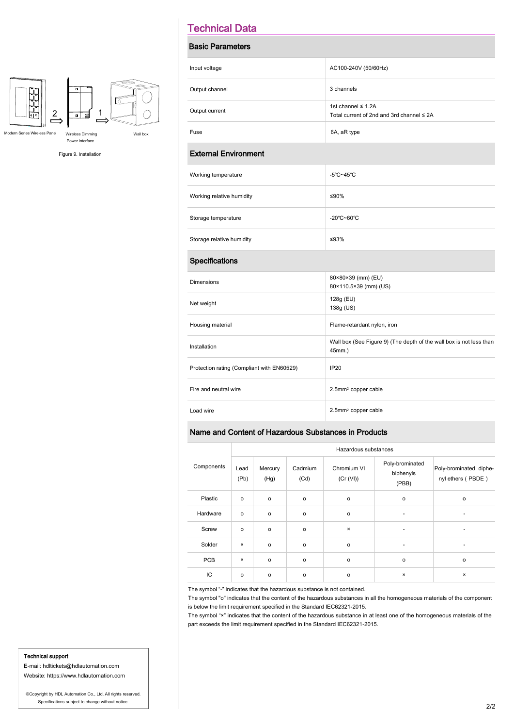Modern Series Wireless Panel

Wireless Dimming Power Interface

Wall box

Figure 9. Installation

# Technical Data

## Basic Parameters

| | |
|---|---|
| Input voltage | AC100-240V (50/60Hz) |
| Output channel | 3 channels |
| Output current | 1st channel ≤ 1.2A<br>Total current of 2nd and 3rd channel ≤ 2A |
| Fuse | 6A, aR type |

## External Environment

| | |
|---|---|
| Working temperature | -5℃~45℃ |
| Working relative humidity | ≤90% |
| Storage temperature | -20℃~60℃ |
| Storage relative humidity | ≤93% |

## Specifications

| | |
|---|---|
| Dimensions | 80×80×39 (mm) (EU)<br>80×110.5×39 (mm) (US) |
| Net weight | 128g (EU)<br>138g (US) |
| Housing material | Flame-retardant nylon, iron |
| Installation | Wall box (See Figure 9) (The depth of the wall box is not less than 45mm.) |
| Protection rating (Compliant with EN60529) | IP20 |
| Fire and neutral wire | 2.5mm² copper cable |
| Load wire | 2.5mm² copper cable |

## Name and Content of Hazardous Substances in Products

| Components | Hazardous substances | | | | | |
|---|---|---|---|---|---|---|
| | Lead (Pb) | Mercury (Hg) | Cadmium (Cd) | Chromium VI (Cr (VI)) | Poly-brominated biphenyls (PBB) | Poly-brominated diphenyl ethers (PBDE) |
| Plastic | o | o | o | o | o | o |
| Hardware | o | o | o | o | - | - |
| Screw | o | o | o | × | - | - |
| Solder | × | o | o | o | - | - |
| PCB | × | o | o | o | o | o |
| IC | o | o | o | o | × | × |

The symbol "-" indicates that the hazardous substance is not contained.
The symbol "o" indicates that the content of the hazardous substances in all the homogeneous materials of the component is below the limit requirement specified in the Standard IEC62321-2015.
The symbol "×" indicates that the content of the hazardous substance in at least one of the homogeneous materials of the part exceeds the limit requirement specified in the Standard IEC62321-2015.

**Technical support**
E-mail: hdltickets@hdlautomation.com
Website: https://www.hdlautomation.com

©Copyright by HDL Automation Co., Ltd. All rights reserved.
Specifications subject to change without notice.